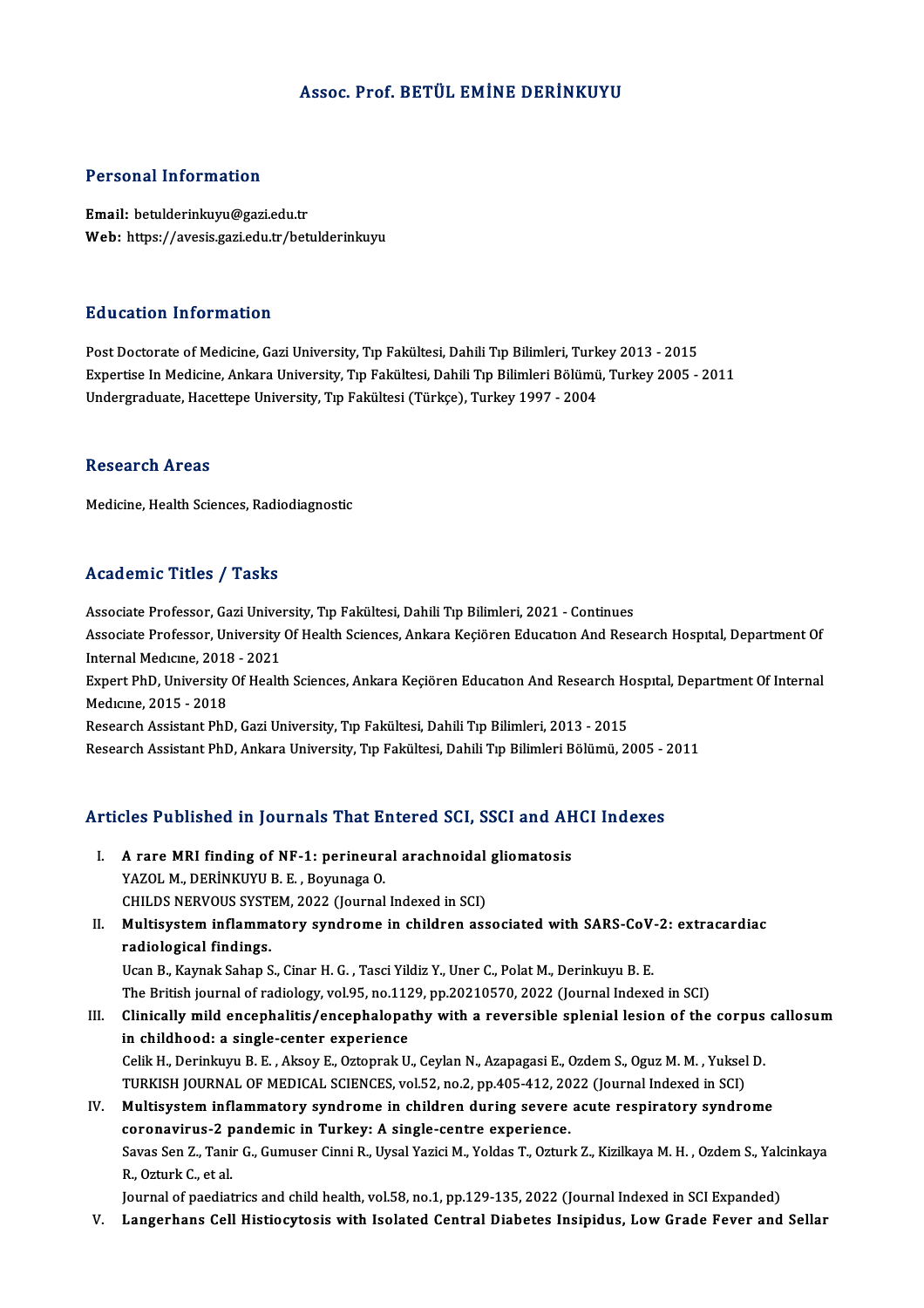# Assoc. Prof. BETÜL EMİNE DERİNKUYU

## Personal Information

**Email:** betulderinkuyu@gazi.edu.tr
**Web:** https://avesis.gazi.edu.tr/betulderinkuyu

## Education Information

Post Doctorate of Medicine, Gazi University, Tıp Fakültesi, Dahili Tıp Bilimleri, Turkey 2013 - 2015
Expertise In Medicine, Ankara University, Tıp Fakültesi, Dahili Tıp Bilimleri Bölümü, Turkey 2005 - 2011
Undergraduate, Hacettepe University, Tıp Fakültesi (Türkçe), Turkey 1997 - 2004

## Research Areas

Medicine, Health Sciences, Radiodiagnostic

## Academic Titles / Tasks

Associate Professor, Gazi University, Tıp Fakültesi, Dahili Tıp Bilimleri, 2021 - Continues
Associate Professor, University Of Health Sciences, Ankara Keçiören Educatıon And Research Hospıtal, Department Of Internal Medıcıne, 2018 - 2021
Expert PhD, University Of Health Sciences, Ankara Keçiören Educatıon And Research Hospıtal, Department Of Internal Medıcıne, 2015 - 2018
Research Assistant PhD, Gazi University, Tıp Fakültesi, Dahili Tıp Bilimleri, 2013 - 2015
Research Assistant PhD, Ankara University, Tıp Fakültesi, Dahili Tıp Bilimleri Bölümü, 2005 - 2011

## Articles Published in Journals That Entered SCI, SSCI and AHCI Indexes

I. **A rare MRI finding of NF-1: perineural arachnoidal gliomatosis**
YAZOL M., DERİNKUYU B. E. , Boyunaga O.
CHILDS NERVOUS SYSTEM, 2022 (Journal Indexed in SCI)

II. **Multisystem inflammatory syndrome in children associated with SARS-CoV-2: extracardiac radiological findings.**
Ucan B., Kaynak Sahap S., Cinar H. G. , Tasci Yildiz Y., Uner C., Polat M., Derinkuyu B. E.
The British journal of radiology, vol.95, no.1129, pp.20210570, 2022 (Journal Indexed in SCI)

III. **Clinically mild encephalitis/encephalopathy with a reversible splenial lesion of the corpus callosum in childhood: a single-center experience**
Celik H., Derinkuyu B. E. , Aksoy E., Oztoprak U., Ceylan N., Azapagasi E., Ozdem S., Oguz M. M. , Yuksel D.
TURKISH JOURNAL OF MEDICAL SCIENCES, vol.52, no.2, pp.405-412, 2022 (Journal Indexed in SCI)

IV. **Multisystem inflammatory syndrome in children during severe acute respiratory syndrome coronavirus-2 pandemic in Turkey: A single-centre experience.**
Savas Sen Z., Tanir G., Gumuser Cinni R., Uysal Yazici M., Yoldas T., Ozturk Z., Kizilkaya M. H. , Ozdem S., Yalcinkaya R., Ozturk C., et al.
Journal of paediatrics and child health, vol.58, no.1, pp.129-135, 2022 (Journal Indexed in SCI Expanded)

V. **Langerhans Cell Histiocytosis with Isolated Central Diabetes Insipidus, Low Grade Fever and Sellar**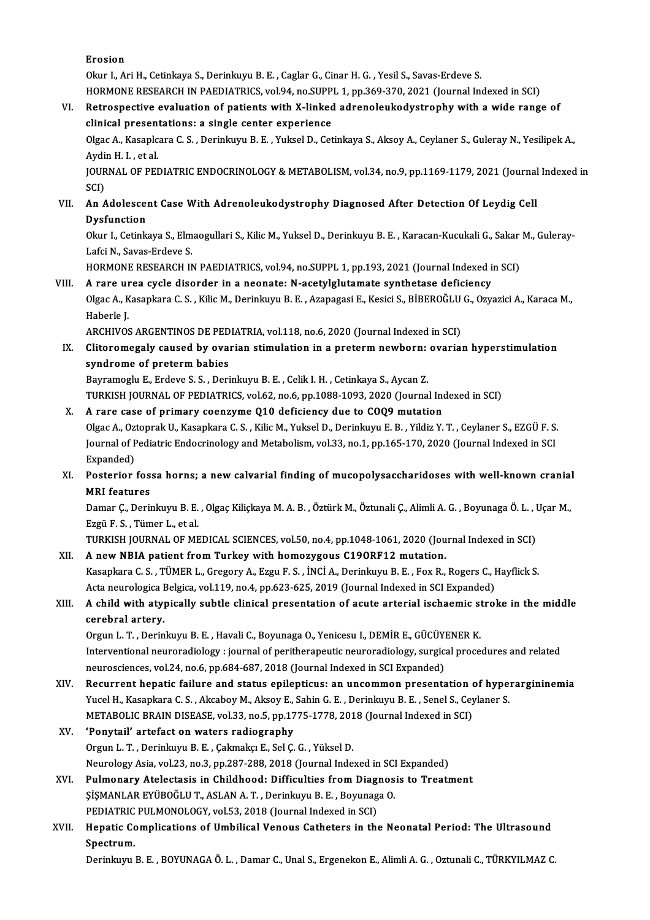Erosion

Okur I., Ari H., Cetinkaya S., Derinkuyu B. E. , Caglar G., Cinar H. G. , Yesil S., Savas-Erdeve S.

HORMONE RESEARCH IN PAEDIATRICS, vol.94, no.SUPPL 1, pp.369-370, 2021 (Journal Indexed in SCI)

VI. **Retrospective evaluation of patients with X-linked adrenoleukodystrophy with a wide range of clinical presentations: a single center experience**

Olgac A., Kasaplcara C. S. , Derinkuyu B. E. , Yuksel D., Cetinkaya S., Aksoy A., Ceylaner S., Guleray N., Yesilipek A., Aydin H. I. , et al.

JOURNAL OF PEDIATRIC ENDOCRINOLOGY & METABOLISM, vol.34, no.9, pp.1169-1179, 2021 (Journal Indexed in SCI)

VII. **An Adolescent Case With Adrenoleukodystrophy Diagnosed After Detection Of Leydig Cell Dysfunction**

Okur I., Cetinkaya S., Elmaogullari S., Kilic M., Yuksel D., Derinkuyu B. E. , Karacan-Kucukali G., Sakar M., Guleray-Lafci N., Savas-Erdeve S.

HORMONE RESEARCH IN PAEDIATRICS, vol.94, no.SUPPL 1, pp.193, 2021 (Journal Indexed in SCI)

VIII. **A rare urea cycle disorder in a neonate: N-acetylglutamate synthetase deficiency**

Olgac A., Kasapkara C. S. , Kilic M., Derinkuyu B. E. , Azapagasi E., Kesici S., BİBEROĞLU G., Ozyazici A., Karaca M., Haberle J.

ARCHIVOS ARGENTINOS DE PEDIATRIA, vol.118, no.6, 2020 (Journal Indexed in SCI)

IX. **Clitoromegaly caused by ovarian stimulation in a preterm newborn: ovarian hyperstimulation syndrome of preterm babies**

Bayramoglu E., Erdeve S. S. , Derinkuyu B. E. , Celik I. H. , Cetinkaya S., Aycan Z.

TURKISH JOURNAL OF PEDIATRICS, vol.62, no.6, pp.1088-1093, 2020 (Journal Indexed in SCI)

X. **A rare case of primary coenzyme Q10 deficiency due to COQ9 mutation**

Olgac A., Oztoprak U., Kasapkara C. S. , Kilic M., Yuksel D., Derinkuyu E. B. , Yildiz Y. T. , Ceylaner S., EZGÜ F. S.

Journal of Pediatric Endocrinology and Metabolism, vol.33, no.1, pp.165-170, 2020 (Journal Indexed in SCI Expanded)

XI. **Posterior fossa horns; a new calvarial finding of mucopolysaccharidoses with well-known cranial MRI features**

Damar Ç., Derinkuyu B. E. , Olgaç Kiliçkaya M. A. B. , Öztürk M., Öztunali Ç., Alimli A. G. , Boyunaga Ö. L. , Uçar M., Ezgü F. S. , Tümer L., et al.

TURKISH JOURNAL OF MEDICAL SCIENCES, vol.50, no.4, pp.1048-1061, 2020 (Journal Indexed in SCI)

XII. **A new NBIA patient from Turkey with homozygous C19ORF12 mutation.**

Kasapkara C. S. , TÜMER L., Gregory A., Ezgu F. S. , İNCİ A., Derinkuyu B. E. , Fox R., Rogers C., Hayflick S.

Acta neurologica Belgica, vol.119, no.4, pp.623-625, 2019 (Journal Indexed in SCI Expanded)

XIII. **A child with atypically subtle clinical presentation of acute arterial ischaemic stroke in the middle cerebral artery.**

Orgun L. T. , Derinkuyu B. E. , Havali C., Boyunaga O., Yenicesu I., DEMİR E., GÜCÜYENER K.

Interventional neuroradiology : journal of peritherapeutic neuroradiology, surgical procedures and related neurosciences, vol.24, no.6, pp.684-687, 2018 (Journal Indexed in SCI Expanded)

XIV. **Recurrent hepatic failure and status epilepticus: an uncommon presentation of hyperargininemia**

Yucel H., Kasapkara C. S. , Akcaboy M., Aksoy E., Sahin G. E. , Derinkuyu B. E. , Senel S., Ceylaner S.

METABOLIC BRAIN DISEASE, vol.33, no.5, pp.1775-1778, 2018 (Journal Indexed in SCI)

XV. **'Ponytail' artefact on waters radiography**

Orgun L. T. , Derinkuyu B. E. , Çakmakçı E., Sel Ç. G. , Yüksel D.

Neurology Asia, vol.23, no.3, pp.287-288, 2018 (Journal Indexed in SCI Expanded)

XVI. **Pulmonary Atelectasis in Childhood: Difficulties from Diagnosis to Treatment**

ŞİŞMANLAR EYÜBOĞLU T., ASLAN A. T. , Derinkuyu B. E. , Boyunaga O.

PEDIATRIC PULMONOLOGY, vol.53, 2018 (Journal Indexed in SCI)

XVII. **Hepatic Complications of Umbilical Venous Catheters in the Neonatal Period: The Ultrasound Spectrum.**

Derinkuyu B. E. , BOYUNAGA Ö. L. , Damar C., Unal S., Ergenekon E., Alimli A. G. , Oztunali C., TÜRKYILMAZ C.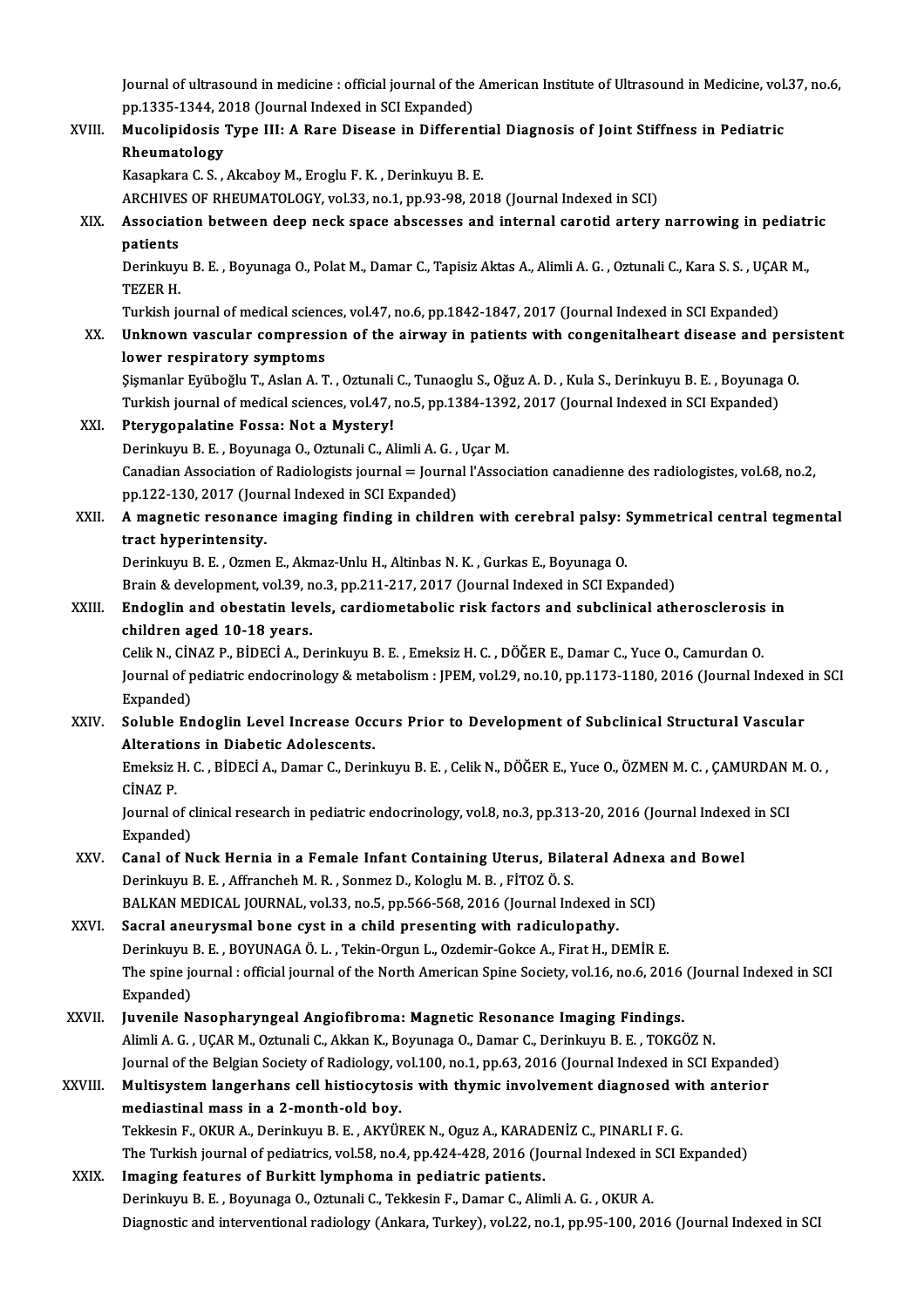Journal of ultrasound in medicine : official journal of the American Institute of Ultrasound in Medicine, vol.37, no.6, pp.1335-1344, 2018 (Journal Indexed in SCI Expanded)

XVIII. **Mucolipidosis Type III: A Rare Disease in Differential Diagnosis of Joint Stiffness in Pediatric Rheumatology**
Kasapkara C. S. , Akcaboy M., Eroglu F. K. , Derinkuyu B. E.
ARCHIVES OF RHEUMATOLOGY, vol.33, no.1, pp.93-98, 2018 (Journal Indexed in SCI)

XIX. **Association between deep neck space abscesses and internal carotid artery narrowing in pediatric patients**
Derinkuyu B. E. , Boyunaga O., Polat M., Damar C., Tapisiz Aktas A., Alimli A. G. , Oztunali C., Kara S. S. , UÇAR M., TEZER H.
Turkish journal of medical sciences, vol.47, no.6, pp.1842-1847, 2017 (Journal Indexed in SCI Expanded)

XX. **Unknown vascular compression of the airway in patients with congenitalheart disease and persistent lower respiratory symptoms**
Şişmanlar Eyüboğlu T., Aslan A. T. , Oztunali C., Tunaoglu S., Oğuz A. D. , Kula S., Derinkuyu B. E. , Boyunaga O.
Turkish journal of medical sciences, vol.47, no.5, pp.1384-1392, 2017 (Journal Indexed in SCI Expanded)

XXI. **Pterygopalatine Fossa: Not a Mystery!**
Derinkuyu B. E. , Boyunaga O., Oztunali C., Alimli A. G. , Uçar M.
Canadian Association of Radiologists journal = Journal l'Association canadienne des radiologistes, vol.68, no.2, pp.122-130, 2017 (Journal Indexed in SCI Expanded)

XXII. **A magnetic resonance imaging finding in children with cerebral palsy: Symmetrical central tegmental tract hyperintensity.**
Derinkuyu B. E. , Ozmen E., Akmaz-Unlu H., Altinbas N. K. , Gurkas E., Boyunaga O.
Brain & development, vol.39, no.3, pp.211-217, 2017 (Journal Indexed in SCI Expanded)

XXIII. **Endoglin and obestatin levels, cardiometabolic risk factors and subclinical atherosclerosis in children aged 10-18 years.**
Celik N., CİNAZ P., BİDECİ A., Derinkuyu B. E. , Emeksiz H. C. , DÖĞER E., Damar C., Yuce O., Camurdan O.
Journal of pediatric endocrinology & metabolism : JPEM, vol.29, no.10, pp.1173-1180, 2016 (Journal Indexed in SCI Expanded)

XXIV. **Soluble Endoglin Level Increase Occurs Prior to Development of Subclinical Structural Vascular Alterations in Diabetic Adolescents.**
Emeksiz H. C. , BİDECİ A., Damar C., Derinkuyu B. E. , Celik N., DÖĞER E., Yuce O., ÖZMEN M. C. , ÇAMURDAN M. O. , CİNAZ P.
Journal of clinical research in pediatric endocrinology, vol.8, no.3, pp.313-20, 2016 (Journal Indexed in SCI Expanded)

XXV. **Canal of Nuck Hernia in a Female Infant Containing Uterus, Bilateral Adnexa and Bowel**
Derinkuyu B. E. , Affrancheh M. R. , Sonmez D., Kologlu M. B. , FİTOZ Ö. S.
BALKAN MEDICAL JOURNAL, vol.33, no.5, pp.566-568, 2016 (Journal Indexed in SCI)

XXVI. **Sacral aneurysmal bone cyst in a child presenting with radiculopathy.**
Derinkuyu B. E. , BOYUNAGA Ö. L. , Tekin-Orgun L., Ozdemir-Gokce A., Firat H., DEMİR E.
The spine journal : official journal of the North American Spine Society, vol.16, no.6, 2016 (Journal Indexed in SCI Expanded)

XXVII. **Juvenile Nasopharyngeal Angiofibroma: Magnetic Resonance Imaging Findings.**
Alimli A. G. , UÇAR M., Oztunali C., Akkan K., Boyunaga O., Damar C., Derinkuyu B. E. , TOKGÖZ N.
Journal of the Belgian Society of Radiology, vol.100, no.1, pp.63, 2016 (Journal Indexed in SCI Expanded)

XXVIII. **Multisystem langerhans cell histiocytosis with thymic involvement diagnosed with anterior mediastinal mass in a 2-month-old boy.**
Tekkesin F., OKUR A., Derinkuyu B. E. , AKYÜREK N., Oguz A., KARADENİZ C., PINARLI F. G.
The Turkish journal of pediatrics, vol.58, no.4, pp.424-428, 2016 (Journal Indexed in SCI Expanded)

XXIX. **Imaging features of Burkitt lymphoma in pediatric patients.**
Derinkuyu B. E. , Boyunaga O., Oztunali C., Tekkesin F., Damar C., Alimli A. G. , OKUR A.
Diagnostic and interventional radiology (Ankara, Turkey), vol.22, no.1, pp.95-100, 2016 (Journal Indexed in SCI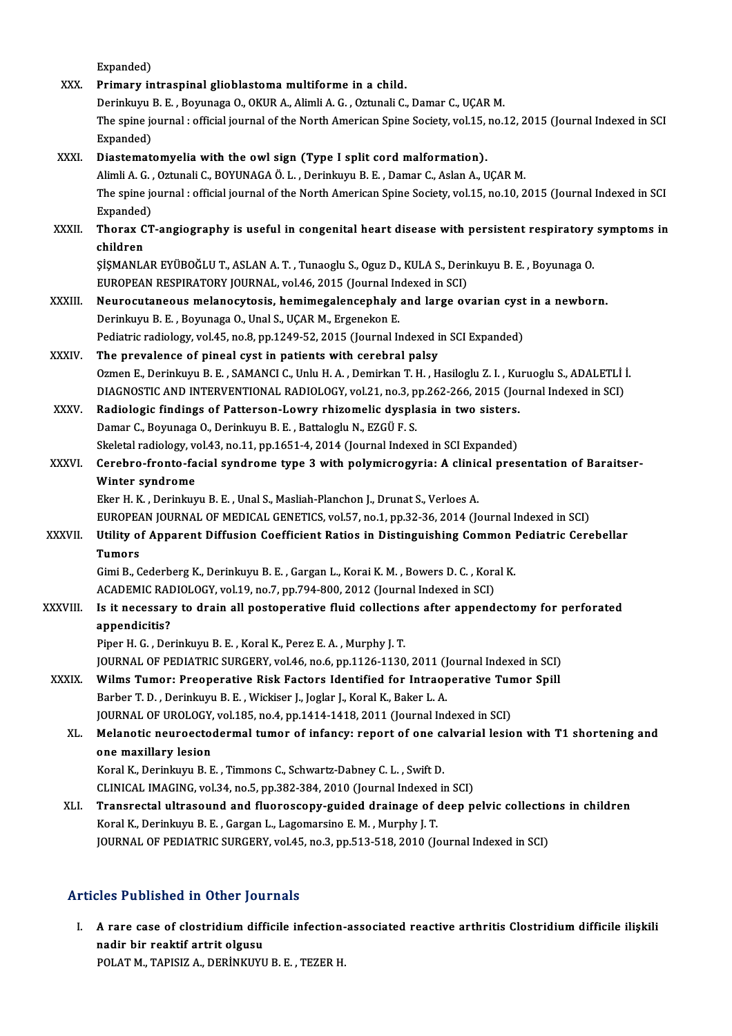Expanded)

XXX. **Primary intraspinal glioblastoma multiforme in a child.**
Derinkuyu B. E. , Boyunaga O., OKUR A., Alimli A. G. , Oztunali C., Damar C., UÇAR M.
The spine journal : official journal of the North American Spine Society, vol.15, no.12, 2015 (Journal Indexed in SCI Expanded)

XXXI. **Diastematomyelia with the owl sign (Type I split cord malformation).**
Alimli A. G. , Oztunali C., BOYUNAGA Ö. L. , Derinkuyu B. E. , Damar C., Aslan A., UÇAR M.
The spine journal : official journal of the North American Spine Society, vol.15, no.10, 2015 (Journal Indexed in SCI Expanded)

XXXII. **Thorax CT-angiography is useful in congenital heart disease with persistent respiratory symptoms in children**
ŞİŞMANLAR EYÜBOĞLU T., ASLAN A. T. , Tunaoglu S., Oguz D., KULA S., Derinkuyu B. E. , Boyunaga O.
EUROPEAN RESPIRATORY JOURNAL, vol.46, 2015 (Journal Indexed in SCI)

XXXIII. **Neurocutaneous melanocytosis, hemimegalencephaly and large ovarian cyst in a newborn.**
Derinkuyu B. E. , Boyunaga O., Unal S., UÇAR M., Ergenekon E.
Pediatric radiology, vol.45, no.8, pp.1249-52, 2015 (Journal Indexed in SCI Expanded)

XXXIV. **The prevalence of pineal cyst in patients with cerebral palsy**
Ozmen E., Derinkuyu B. E. , SAMANCI C., Unlu H. A. , Demirkan T. H. , Hasiloglu Z. I. , Kuruoglu S., ADALETLİ İ.
DIAGNOSTIC AND INTERVENTIONAL RADIOLOGY, vol.21, no.3, pp.262-266, 2015 (Journal Indexed in SCI)

XXXV. **Radiologic findings of Patterson-Lowry rhizomelic dysplasia in two sisters.**
Damar C., Boyunaga O., Derinkuyu B. E. , Battaloglu N., EZGÜ F. S.
Skeletal radiology, vol.43, no.11, pp.1651-4, 2014 (Journal Indexed in SCI Expanded)

XXXVI. **Cerebro-fronto-facial syndrome type 3 with polymicrogyria: A clinical presentation of Baraitser-Winter syndrome**
Eker H. K. , Derinkuyu B. E. , Unal S., Masliah-Planchon J., Drunat S., Verloes A.
EUROPEAN JOURNAL OF MEDICAL GENETICS, vol.57, no.1, pp.32-36, 2014 (Journal Indexed in SCI)

XXXVII. **Utility of Apparent Diffusion Coefficient Ratios in Distinguishing Common Pediatric Cerebellar Tumors**
Gimi B., Cederberg K., Derinkuyu B. E. , Gargan L., Koral K. M. , Bowers D. C. , Koral K.
ACADEMIC RADIOLOGY, vol.19, no.7, pp.794-800, 2012 (Journal Indexed in SCI)

XXXVIII. **Is it necessary to drain all postoperative fluid collections after appendectomy for perforated appendicitis?**
Piper H. G. , Derinkuyu B. E. , Koral K., Perez E. A. , Murphy J. T.
JOURNAL OF PEDIATRIC SURGERY, vol.46, no.6, pp.1126-1130, 2011 (Journal Indexed in SCI)

XXXIX. **Wilms Tumor: Preoperative Risk Factors Identified for Intraoperative Tumor Spill**
Barber T. D. , Derinkuyu B. E. , Wickiser J., Joglar J., Koral K., Baker L. A.
JOURNAL OF UROLOGY, vol.185, no.4, pp.1414-1418, 2011 (Journal Indexed in SCI)

XL. **Melanotic neuroectodermal tumor of infancy: report of one calvarial lesion with T1 shortening and one maxillary lesion**
Koral K., Derinkuyu B. E. , Timmons C., Schwartz-Dabney C. L. , Swift D.
CLINICAL IMAGING, vol.34, no.5, pp.382-384, 2010 (Journal Indexed in SCI)

XLI. **Transrectal ultrasound and fluoroscopy-guided drainage of deep pelvic collections in children**
Koral K., Derinkuyu B. E. , Gargan L., Lagomarsino E. M. , Murphy J. T.
JOURNAL OF PEDIATRIC SURGERY, vol.45, no.3, pp.513-518, 2010 (Journal Indexed in SCI)

## Articles Published in Other Journals

I. **A rare case of clostridium difficile infection-associated reactive arthritis Clostridium difficile ilişkili nadir bir reaktif artrit olgusu**
POLAT M., TAPISIZ A., DERİNKUYU B. E. , TEZER H.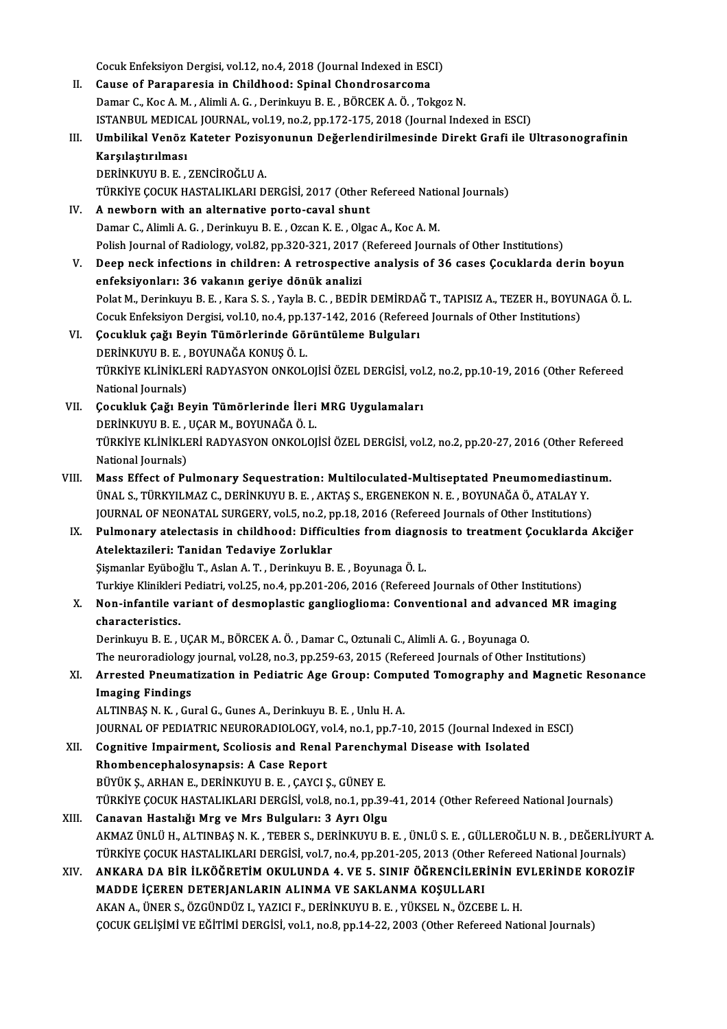Cocuk Enfeksiyon Dergisi, vol.12, no.4, 2018 (Journal Indexed in ESCI)

II. **Cause of Paraparesia in Childhood: Spinal Chondrosarcoma**
Damar C., Koc A. M. , Alimli A. G. , Derinkuyu B. E. , BÖRCEK A. Ö. , Tokgoz N.
ISTANBUL MEDICAL JOURNAL, vol.19, no.2, pp.172-175, 2018 (Journal Indexed in ESCI)

III. **Umbilikal Venöz Kateter Pozisyonunun Değerlendirilmesinde Direkt Grafi ile Ultrasonografinin Karşılaştırılması**
DERİNKUYU B. E. , ZENCİROĞLU A.
TÜRKİYE ÇOCUK HASTALIKLARI DERGİSİ, 2017 (Other Refereed National Journals)

IV. **A newborn with an alternative porto-caval shunt**
Damar C., Alimli A. G. , Derinkuyu B. E. , Ozcan K. E. , Olgac A., Koc A. M.
Polish Journal of Radiology, vol.82, pp.320-321, 2017 (Refereed Journals of Other Institutions)

V. **Deep neck infections in children: A retrospective analysis of 36 cases Çocuklarda derin boyun enfeksiyonları: 36 vakanın geriye dönük analizi**
Polat M., Derinkuyu B. E. , Kara S. S. , Yayla B. C. , BEDİR DEMİRDAĞ T., TAPISIZ A., TEZER H., BOYUNAGA Ö. L.
Cocuk Enfeksiyon Dergisi, vol.10, no.4, pp.137-142, 2016 (Refereed Journals of Other Institutions)

VI. **Çocukluk çağı Beyin Tümörlerinde Görüntüleme Bulguları**
DERİNKUYU B. E. , BOYUNAĞA KONUŞ Ö. L.
TÜRKİYE KLİNİKLERİ RADYASYON ONKOLOJİSİ ÖZEL DERGİSİ, vol.2, no.2, pp.10-19, 2016 (Other Refereed National Journals)

VII. **Çocukluk Çağı Beyin Tümörlerinde İleri MRG Uygulamaları**
DERİNKUYU B. E. , UÇAR M., BOYUNAĞA Ö. L.
TÜRKİYE KLİNİKLERİ RADYASYON ONKOLOJİSİ ÖZEL DERGİSİ, vol.2, no.2, pp.20-27, 2016 (Other Refereed National Journals)

VIII. **Mass Effect of Pulmonary Sequestration: Multiloculated-Multiseptated Pneumomediastinum.**
ÜNAL S., TÜRKYILMAZ C., DERİNKUYU B. E. , AKTAŞ S., ERGENEKON N. E. , BOYUNAĞA Ö., ATALAY Y.
JOURNAL OF NEONATAL SURGERY, vol.5, no.2, pp.18, 2016 (Refereed Journals of Other Institutions)

IX. **Pulmonary atelectasis in childhood: Difficulties from diagnosis to treatment Çocuklarda Akciğer Atelektazileri: Tanidan Tedaviye Zorluklar**
Şişmanlar Eyüboğlu T., Aslan A. T. , Derinkuyu B. E. , Boyunaga Ö. L.
Turkiye Klinikleri Pediatri, vol.25, no.4, pp.201-206, 2016 (Refereed Journals of Other Institutions)

X. **Non-infantile variant of desmoplastic ganglioglioma: Conventional and advanced MR imaging characteristics.**
Derinkuyu B. E. , UÇAR M., BÖRCEK A. Ö. , Damar C., Oztunali C., Alimli A. G. , Boyunaga O.
The neuroradiology journal, vol.28, no.3, pp.259-63, 2015 (Refereed Journals of Other Institutions)

XI. **Arrested Pneumatization in Pediatric Age Group: Computed Tomography and Magnetic Resonance Imaging Findings**
ALTINBAŞ N. K. , Gural G., Gunes A., Derinkuyu B. E. , Unlu H. A.
JOURNAL OF PEDIATRIC NEURORADIOLOGY, vol.4, no.1, pp.7-10, 2015 (Journal Indexed in ESCI)

XII. **Cognitive Impairment, Scoliosis and Renal Parenchymal Disease with Isolated Rhombencephalosynapsis: A Case Report**
BÜYÜK Ş., ARHAN E., DERİNKUYU B. E. , ÇAYCI Ş., GÜNEY E.
TÜRKİYE ÇOCUK HASTALIKLARI DERGİSİ, vol.8, no.1, pp.39-41, 2014 (Other Refereed National Journals)

XIII. **Canavan Hastalığı Mrg ve Mrs Bulguları: 3 Ayrı Olgu**
AKMAZ ÜNLÜ H., ALTINBAŞ N. K. , TEBER S., DERİNKUYU B. E. , ÜNLÜ S. E. , GÜLLEROĞLU N. B. , DEĞERLİYURT A.
TÜRKİYE ÇOCUK HASTALIKLARI DERGİSİ, vol.7, no.4, pp.201-205, 2013 (Other Refereed National Journals)

XIV. **ANKARA DA BİR İLKÖĞRETİM OKULUNDA 4. VE 5. SINIF ÖĞRENCİLERİNİN EVLERİNDE KOROZİF MADDE İÇEREN DETERJANLARIN ALINMA VE SAKLANMA KOŞULLARI**
AKAN A., ÜNER S., ÖZGÜNDÜZ I., YAZICI F., DERİNKUYU B. E. , YÜKSEL N., ÖZCEBE L. H.
ÇOCUK GELİŞİMİ VE EĞİTİMİ DERGİSİ, vol.1, no.8, pp.14-22, 2003 (Other Refereed National Journals)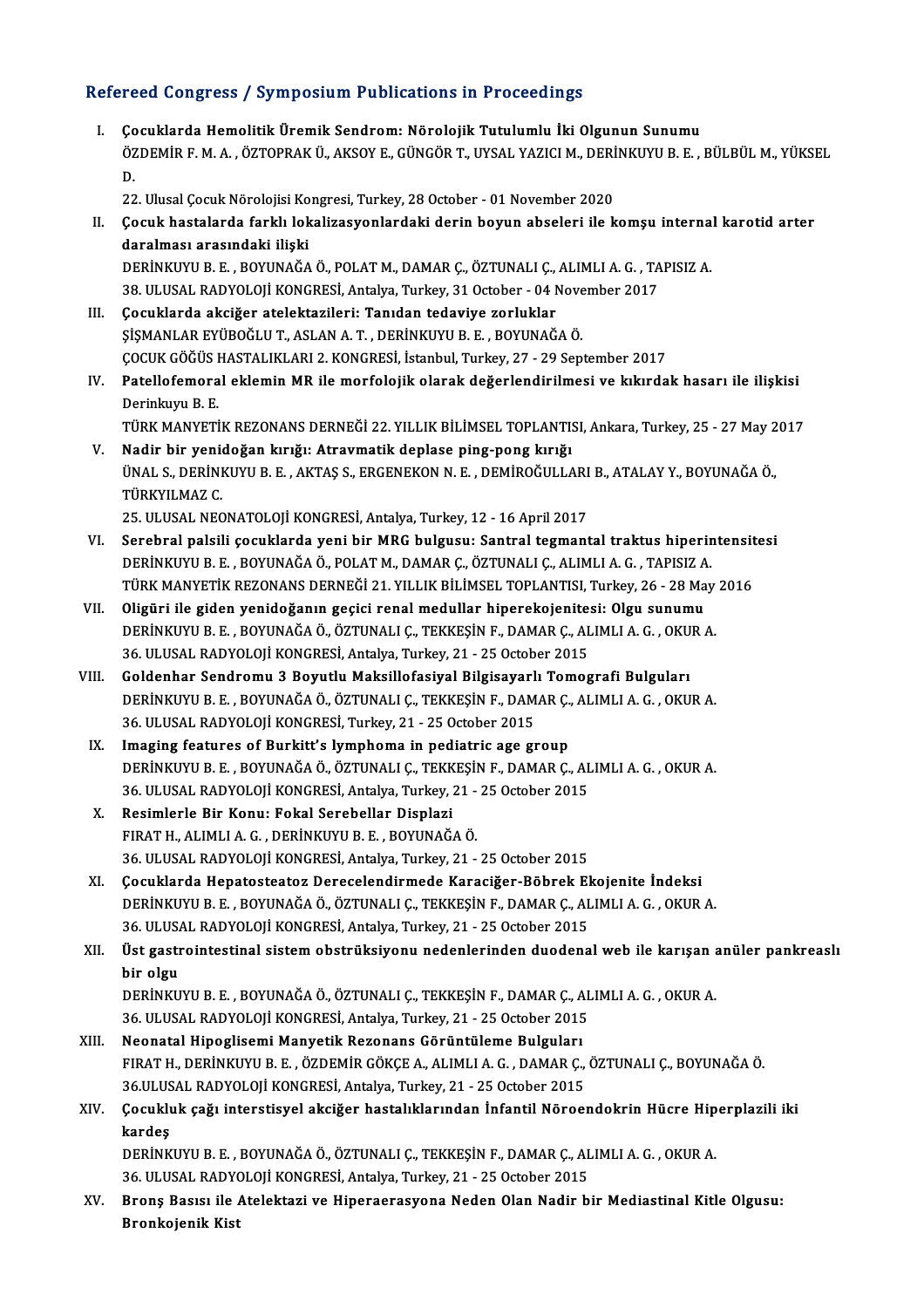## Refereed Congress / Symposium Publications in Proceedings

I. **Çocuklarda Hemolitik Üremik Sendrom: Nörolojik Tutulumlu İki Olgunun Sunumu**
ÖZDEMİR F. M. A. , ÖZTOPRAK Ü., AKSOY E., GÜNGÖR T., UYSAL YAZICI M., DERİNKUYU B. E. , BÜLBÜL M., YÜKSEL D.
22. Ulusal Çocuk Nörolojisi Kongresi, Turkey, 28 October - 01 November 2020

II. **Çocuk hastalarda farklı lokalizasyonlardaki derin boyun abseleri ile komşu internal karotid arter daralması arasındaki ilişki**
DERİNKUYU B. E. , BOYUNAĞA Ö., POLAT M., DAMAR Ç., ÖZTUNALI Ç., ALIMLI A. G. , TAPISIZ A.
38. ULUSAL RADYOLOJİ KONGRESİ, Antalya, Turkey, 31 October - 04 November 2017

III. **Çocuklarda akciğer atelektazileri: Tanıdan tedaviye zorluklar**
ŞİŞMANLAR EYÜBOĞLU T., ASLAN A. T. , DERİNKUYU B. E. , BOYUNAĞA Ö.
ÇOCUK GÖĞÜS HASTALIKLARI 2. KONGRESİ, İstanbul, Turkey, 27 - 29 September 2017

IV. **Patellofemoral eklemin MR ile morfolojik olarak değerlendirilmesi ve kıkırdak hasarı ile ilişkisi**
Derinkuyu B. E.
TÜRK MANYETİK REZONANS DERNEĞİ 22. YILLIK BİLİMSEL TOPLANTISI, Ankara, Turkey, 25 - 27 May 2017

V. **Nadir bir yenidoğan kırığı: Atravmatik deplase ping-pong kırığı**
ÜNAL S., DERİNKUYU B. E. , AKTAŞ S., ERGENEKON N. E. , DEMİROĞULLARI B., ATALAY Y., BOYUNAĞA Ö., TÜRKYILMAZ C.
25. ULUSAL NEONATOLOJİ KONGRESİ, Antalya, Turkey, 12 - 16 April 2017

VI. **Serebral palsili çocuklarda yeni bir MRG bulgusu: Santral tegmantal traktus hiperintensitesi**
DERİNKUYU B. E. , BOYUNAĞA Ö., POLAT M., DAMAR Ç., ÖZTUNALI Ç., ALIMLI A. G. , TAPISIZ A.
TÜRK MANYETİK REZONANS DERNEĞİ 21. YILLIK BİLİMSEL TOPLANTISI, Turkey, 26 - 28 May 2016

VII. **Oligüri ile giden yenidoğanın geçici renal medullar hiperekojenitesi: Olgu sunumu**
DERİNKUYU B. E. , BOYUNAĞA Ö., ÖZTUNALI Ç., TEKKEŞİN F., DAMAR Ç., ALIMLI A. G. , OKUR A.
36. ULUSAL RADYOLOJİ KONGRESİ, Antalya, Turkey, 21 - 25 October 2015

VIII. **Goldenhar Sendromu 3 Boyutlu Maksillofasiyal Bilgisayarlı Tomografi Bulguları**
DERİNKUYU B. E. , BOYUNAĞA Ö., ÖZTUNALI Ç., TEKKEŞİN F., DAMAR Ç., ALIMLI A. G. , OKUR A.
36. ULUSAL RADYOLOJİ KONGRESİ, Turkey, 21 - 25 October 2015

IX. **Imaging features of Burkitt's lymphoma in pediatric age group**
DERİNKUYU B. E. , BOYUNAĞA Ö., ÖZTUNALI Ç., TEKKEŞİN F., DAMAR Ç., ALIMLI A. G. , OKUR A.
36. ULUSAL RADYOLOJİ KONGRESİ, Antalya, Turkey, 21 - 25 October 2015

X. **Resimlerle Bir Konu: Fokal Serebellar Displazi**
FIRAT H., ALIMLI A. G. , DERİNKUYU B. E. , BOYUNAĞA Ö.
36. ULUSAL RADYOLOJİ KONGRESİ, Antalya, Turkey, 21 - 25 October 2015

XI. **Çocuklarda Hepatosteatoz Derecelendirmede Karaciğer-Böbrek Ekojenite İndeksi**
DERİNKUYU B. E. , BOYUNAĞA Ö., ÖZTUNALI Ç., TEKKEŞİN F., DAMAR Ç., ALIMLI A. G. , OKUR A.
36. ULUSAL RADYOLOJİ KONGRESİ, Antalya, Turkey, 21 - 25 October 2015

XII. **Üst gastrointestinal sistem obstrüksiyonu nedenlerinden duodenal web ile karışan anüler pankreaslı bir olgu**
DERİNKUYU B. E. , BOYUNAĞA Ö., ÖZTUNALI Ç., TEKKEŞİN F., DAMAR Ç., ALIMLI A. G. , OKUR A.
36. ULUSAL RADYOLOJİ KONGRESİ, Antalya, Turkey, 21 - 25 October 2015

XIII. **Neonatal Hipoglisemi Manyetik Rezonans Görüntüleme Bulguları**
FIRAT H., DERİNKUYU B. E. , ÖZDEMİR GÖKÇE A., ALIMLI A. G. , DAMAR Ç., ÖZTUNALI Ç., BOYUNAĞA Ö.
36.ULUSAL RADYOLOJİ KONGRESİ, Antalya, Turkey, 21 - 25 October 2015

XIV. **Çocukluk çağı interstisyel akciğer hastalıklarından İnfantil Nöroendokrin Hücre Hiperplazili iki kardeş**
DERİNKUYU B. E. , BOYUNAĞA Ö., ÖZTUNALI Ç., TEKKEŞİN F., DAMAR Ç., ALIMLI A. G. , OKUR A.
36. ULUSAL RADYOLOJİ KONGRESİ, Antalya, Turkey, 21 - 25 October 2015

XV. **Bronş Basısı ile Atelektazi ve Hiperaerasyona Neden Olan Nadir bir Mediastinal Kitle Olgusu: Bronkojenik Kist**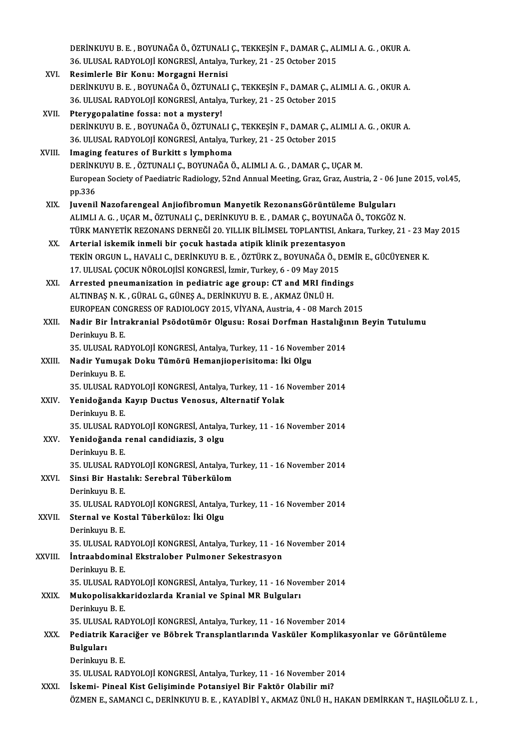DERİNKUYU B. E. , BOYUNAĞA Ö., ÖZTUNALI Ç., TEKKEŞİN F., DAMAR Ç., ALIMLI A. G. , OKUR A.
36. ULUSAL RADYOLOJİ KONGRESİ, Antalya, Turkey, 21 - 25 October 2015

XVI. **Resimlerle Bir Konu: Morgagni Hernisi**
DERİNKUYU B. E. , BOYUNAĞA Ö., ÖZTUNALI Ç., TEKKEŞİN F., DAMAR Ç., ALIMLI A. G. , OKUR A.
36. ULUSAL RADYOLOJİ KONGRESİ, Antalya, Turkey, 21 - 25 October 2015

XVII. **Pterygopalatine fossa: not a mystery!**
DERİNKUYU B. E. , BOYUNAĞA Ö., ÖZTUNALI Ç., TEKKEŞİN F., DAMAR Ç., ALIMLI A. G. , OKUR A.
36. ULUSAL RADYOLOJİ KONGRESİ, Antalya, Turkey, 21 - 25 October 2015

XVIII. **Imaging features of Burkitt s lymphoma**
DERİNKUYU B. E. , ÖZTUNALI Ç., BOYUNAĞA Ö., ALIMLI A. G. , DAMAR Ç., UÇAR M.
European Society of Paediatric Radiology, 52nd Annual Meeting, Graz, Graz, Austria, 2 - 06 June 2015, vol.45, pp.336

XIX. **Juvenil Nazofarengeal Anjiofibromun Manyetik RezonansGörüntüleme Bulguları**
ALIMLI A. G. , UÇAR M., ÖZTUNALI Ç., DERİNKUYU B. E. , DAMAR Ç., BOYUNAĞA Ö., TOKGÖZ N.
TÜRK MANYETİK REZONANS DERNEĞİ 20. YILLIK BİLİMSEL TOPLANTISI, Ankara, Turkey, 21 - 23 May 2015

XX. **Arterial iskemik inmeli bir çocuk hastada atipik klinik prezentasyon**
TEKİN ORGUN L., HAVALI C., DERİNKUYU B. E. , ÖZTÜRK Z., BOYUNAĞA Ö., DEMİR E., GÜCÜYENER K.
17. ULUSAL ÇOCUK NÖROLOJİSİ KONGRESİ, İzmir, Turkey, 6 - 09 May 2015

XXI. **Arrested pneumanization in pediatric age group: CT and MRI findings**
ALTINBAŞ N. K. , GÜRAL G., GÜNEŞ A., DERİNKUYU B. E. , AKMAZ ÜNLÜ H.
EUROPEAN CONGRESS OF RADIOLOGY 2015, VİYANA, Austria, 4 - 08 March 2015

XXII. **Nadir Bir İntrakranial Psödotümör Olgusu: Rosai Dorfman Hastalığının Beyin Tutulumu**
Derinkuyu B. E.
35. ULUSAL RADYOLOJİ KONGRESİ, Antalya, Turkey, 11 - 16 November 2014

XXIII. **Nadir Yumuşak Doku Tümörü Hemanjioperisitoma: İki Olgu**
Derinkuyu B. E.
35. ULUSAL RADYOLOJİ KONGRESİ, Antalya, Turkey, 11 - 16 November 2014

XXIV. **Yenidoğanda Kayıp Ductus Venosus, Alternatif Yolak**
Derinkuyu B. E.
35. ULUSAL RADYOLOJİ KONGRESİ, Antalya, Turkey, 11 - 16 November 2014

XXV. **Yenidoğanda renal candidiazis, 3 olgu**
Derinkuyu B. E.
35. ULUSAL RADYOLOJİ KONGRESİ, Antalya, Turkey, 11 - 16 November 2014

XXVI. **Sinsi Bir Hastalık: Serebral Tüberkülom**
Derinkuyu B. E.
35. ULUSAL RADYOLOJİ KONGRESİ, Antalya, Turkey, 11 - 16 November 2014

XXVII. **Sternal ve Kostal Tüberküloz: İki Olgu**
Derinkuyu B. E.
35. ULUSAL RADYOLOJİ KONGRESİ, Antalya, Turkey, 11 - 16 November 2014

XXVIII. **İntraabdominal Ekstralober Pulmoner Sekestrasyon**
Derinkuyu B. E.
35. ULUSAL RADYOLOJİ KONGRESİ, Antalya, Turkey, 11 - 16 November 2014

XXIX. **Mukopolisakkaridozlarda Kranial ve Spinal MR Bulguları**
Derinkuyu B. E.
35. ULUSAL RADYOLOJİ KONGRESİ, Antalya, Turkey, 11 - 16 November 2014

XXX. **Pediatrik Karaciğer ve Böbrek Transplantlarında Vasküler Komplikasyonlar ve Görüntüleme Bulguları**
Derinkuyu B. E.
35. ULUSAL RADYOLOJİ KONGRESİ, Antalya, Turkey, 11 - 16 November 2014

XXXI. **İskemi- Pineal Kist Gelişiminde Potansiyel Bir Faktör Olabilir mi?**
ÖZMEN E., SAMANCI C., DERİNKUYU B. E. , KAYADİBİ Y., AKMAZ ÜNLÜ H., HAKAN DEMİRKAN T., HAŞILOĞLU Z. I. ,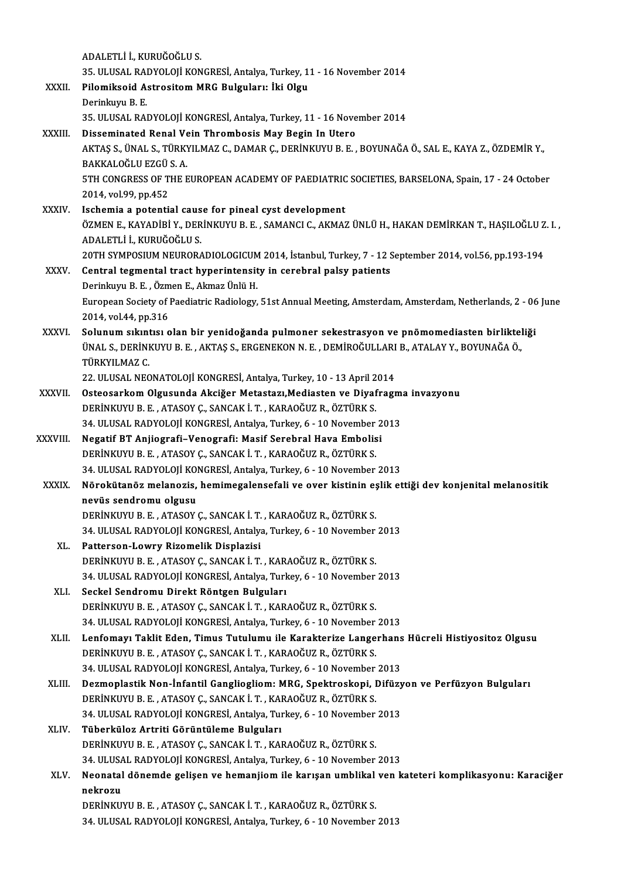ADALETLİ İ., KURUĞOĞLU S.
35. ULUSAL RADYOLOJİ KONGRESİ, Antalya, Turkey, 11 - 16 November 2014

XXXII. **Pilomiksoid Astrositom MRG Bulguları: İki Olgu**
Derinkuyu B. E.
35. ULUSAL RADYOLOJİ KONGRESİ, Antalya, Turkey, 11 - 16 November 2014

XXXIII. **Disseminated Renal Vein Thrombosis May Begin In Utero**
AKTAŞ S., ÜNAL S., TÜRKYILMAZ C., DAMAR Ç., DERİNKUYU B. E. , BOYUNAĞA Ö., SAL E., KAYA Z., ÖZDEMİR Y., BAKKALOĞLU EZGÜ S. A.
5TH CONGRESS OF THE EUROPEAN ACADEMY OF PAEDIATRIC SOCIETIES, BARSELONA, Spain, 17 - 24 October 2014, vol.99, pp.452

XXXIV. **Ischemia a potential cause for pineal cyst development**
ÖZMEN E., KAYADİBİ Y., DERİNKUYU B. E. , SAMANCI C., AKMAZ ÜNLÜ H., HAKAN DEMİRKAN T., HAŞILOĞLU Z. I. , ADALETLİ İ., KURUĞOĞLU S.
20TH SYMPOSIUM NEURORADIOLOGICUM 2014, İstanbul, Turkey, 7 - 12 September 2014, vol.56, pp.193-194

XXXV. **Central tegmental tract hyperintensity in cerebral palsy patients**
Derinkuyu B. E. , Özmen E., Akmaz Ünlü H.
European Society of Paediatric Radiology, 51st Annual Meeting, Amsterdam, Amsterdam, Netherlands, 2 - 06 June 2014, vol.44, pp.316

XXXVI. **Solunum sıkıntısı olan bir yenidoğanda pulmoner sekestrasyon ve pnömomediasten birlikteliği**
ÜNAL S., DERİNKUYU B. E. , AKTAŞ S., ERGENEKON N. E. , DEMİROĞULLARI B., ATALAY Y., BOYUNAĞA Ö., TÜRKYILMAZ C.
22. ULUSAL NEONATOLOJİ KONGRESİ, Antalya, Turkey, 10 - 13 April 2014

XXXVII. **Osteosarkom Olgusunda Akciğer Metastazı,Mediasten ve Diyafragma invazyonu**
DERİNKUYU B. E. , ATASOY Ç., SANCAK İ. T. , KARAOĞUZ R., ÖZTÜRK S.
34. ULUSAL RADYOLOJİ KONGRESİ, Antalya, Turkey, 6 - 10 November 2013

XXXVIII. **Negatif BT Anjiografi–Venografi: Masif Serebral Hava Embolisi**
DERİNKUYU B. E. , ATASOY Ç., SANCAK İ. T. , KARAOĞUZ R., ÖZTÜRK S.
34. ULUSAL RADYOLOJİ KONGRESİ, Antalya, Turkey, 6 - 10 November 2013

XXXIX. **Nörokütanöz melanozis, hemimegalensefali ve over kistinin eşlik ettiği dev konjenital melanositik nevüs sendromu olgusu**
DERİNKUYU B. E. , ATASOY Ç., SANCAK İ. T. , KARAOĞUZ R., ÖZTÜRK S.
34. ULUSAL RADYOLOJİ KONGRESİ, Antalya, Turkey, 6 - 10 November 2013

XL. **Patterson-Lowry Rizomelik Displazisi**
DERİNKUYU B. E. , ATASOY Ç., SANCAK İ. T. , KARAOĞUZ R., ÖZTÜRK S.
34. ULUSAL RADYOLOJİ KONGRESİ, Antalya, Turkey, 6 - 10 November 2013

XLI. **Seckel Sendromu Direkt Röntgen Bulguları**
DERİNKUYU B. E. , ATASOY Ç., SANCAK İ. T. , KARAOĞUZ R., ÖZTÜRK S.
34. ULUSAL RADYOLOJİ KONGRESİ, Antalya, Turkey, 6 - 10 November 2013

XLII. **Lenfomayı Taklit Eden, Timus Tutulumu ile Karakterize Langerhans Hücreli Histiyositoz Olgusu**
DERİNKUYU B. E. , ATASOY Ç., SANCAK İ. T. , KARAOĞUZ R., ÖZTÜRK S.
34. ULUSAL RADYOLOJİ KONGRESİ, Antalya, Turkey, 6 - 10 November 2013

XLIII. **Dezmoplastik Non-İnfantil Gangliogliom: MRG, Spektroskopi, Difüzyon ve Perfüzyon Bulguları**
DERİNKUYU B. E. , ATASOY Ç., SANCAK İ. T. , KARAOĞUZ R., ÖZTÜRK S.
34. ULUSAL RADYOLOJİ KONGRESİ, Antalya, Turkey, 6 - 10 November 2013

XLIV. **Tüberküloz Artriti Görüntüleme Bulguları**
DERİNKUYU B. E. , ATASOY Ç., SANCAK İ. T. , KARAOĞUZ R., ÖZTÜRK S.
34. ULUSAL RADYOLOJİ KONGRESİ, Antalya, Turkey, 6 - 10 November 2013

XLV. **Neonatal dönemde gelişen ve hemanjiom ile karışan umblikal ven kateteri komplikasyonu: Karaciğer nekrozu**
DERİNKUYU B. E. , ATASOY Ç., SANCAK İ. T. , KARAOĞUZ R., ÖZTÜRK S.
34. ULUSAL RADYOLOJİ KONGRESİ, Antalya, Turkey, 6 - 10 November 2013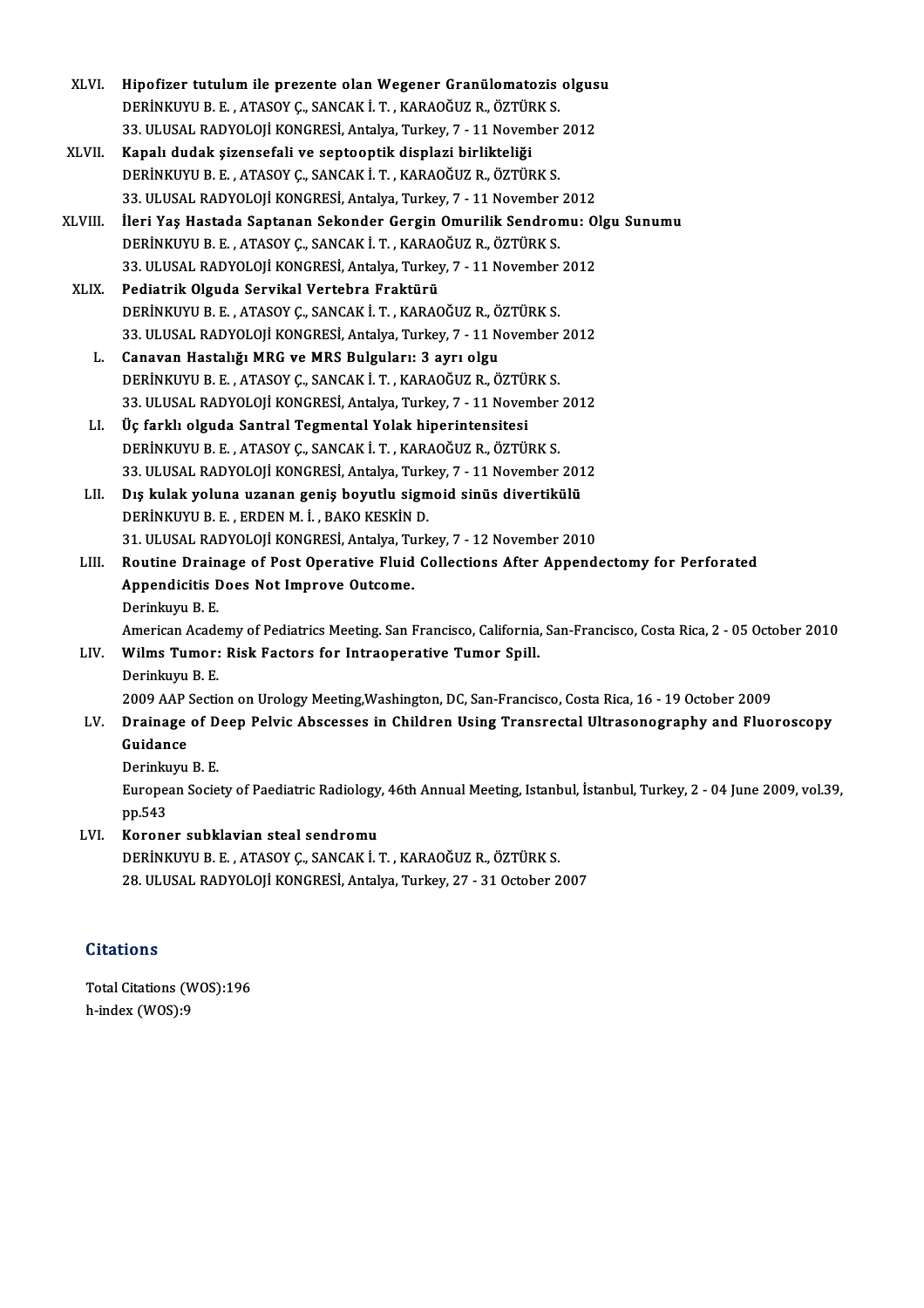XLVI. **Hipofizer tutulum ile prezente olan Wegener Granülomatozis olgusu**
DERİNKUYU B. E. , ATASOY Ç., SANCAK İ. T. , KARAOĞUZ R., ÖZTÜRK S.
33. ULUSAL RADYOLOJİ KONGRESİ, Antalya, Turkey, 7 - 11 November 2012

XLVII. **Kapalı dudak şizensefali ve septooptik displazi birlikteliği**
DERİNKUYU B. E. , ATASOY Ç., SANCAK İ. T. , KARAOĞUZ R., ÖZTÜRK S.
33. ULUSAL RADYOLOJİ KONGRESİ, Antalya, Turkey, 7 - 11 November 2012

XLVIII. **İleri Yaş Hastada Saptanan Sekonder Gergin Omurilik Sendromu: Olgu Sunumu**
DERİNKUYU B. E. , ATASOY Ç., SANCAK İ. T. , KARAOĞUZ R., ÖZTÜRK S.
33. ULUSAL RADYOLOJİ KONGRESİ, Antalya, Turkey, 7 - 11 November 2012

XLIX. **Pediatrik Olguda Servikal Vertebra Fraktürü**
DERİNKUYU B. E. , ATASOY Ç., SANCAK İ. T. , KARAOĞUZ R., ÖZTÜRK S.
33. ULUSAL RADYOLOJİ KONGRESİ, Antalya, Turkey, 7 - 11 November 2012

L. **Canavan Hastalığı MRG ve MRS Bulguları: 3 ayrı olgu**
DERİNKUYU B. E. , ATASOY Ç., SANCAK İ. T. , KARAOĞUZ R., ÖZTÜRK S.
33. ULUSAL RADYOLOJİ KONGRESİ, Antalya, Turkey, 7 - 11 November 2012

LI. **Üç farklı olguda Santral Tegmental Yolak hiperintensitesi**
DERİNKUYU B. E. , ATASOY Ç., SANCAK İ. T. , KARAOĞUZ R., ÖZTÜRK S.
33. ULUSAL RADYOLOJİ KONGRESİ, Antalya, Turkey, 7 - 11 November 2012

LII. **Dış kulak yoluna uzanan geniş boyutlu sigmoid sinüs divertikülü**
DERİNKUYU B. E. , ERDEN M. İ. , BAKO KESKİN D.
31. ULUSAL RADYOLOJİ KONGRESİ, Antalya, Turkey, 7 - 12 November 2010

LIII. **Routine Drainage of Post Operative Fluid Collections After Appendectomy for Perforated Appendicitis Does Not Improve Outcome.**
Derinkuyu B. E.
American Academy of Pediatrics Meeting. San Francisco, California, San-Francisco, Costa Rica, 2 - 05 October 2010

LIV. **Wilms Tumor: Risk Factors for Intraoperative Tumor Spill.**
Derinkuyu B. E.
2009 AAP Section on Urology Meeting,Washington, DC, San-Francisco, Costa Rica, 16 - 19 October 2009

LV. **Drainage of Deep Pelvic Abscesses in Children Using Transrectal Ultrasonography and Fluoroscopy Guidance**
Derinkuyu B. E.
European Society of Paediatric Radiology, 46th Annual Meeting, Istanbul, İstanbul, Turkey, 2 - 04 June 2009, vol.39, pp.543

LVI. **Koroner subklavian steal sendromu**
DERİNKUYU B. E. , ATASOY Ç., SANCAK İ. T. , KARAOĞUZ R., ÖZTÜRK S.
28. ULUSAL RADYOLOJİ KONGRESİ, Antalya, Turkey, 27 - 31 October 2007

## Citations

Total Citations (WOS):196
h-index (WOS):9